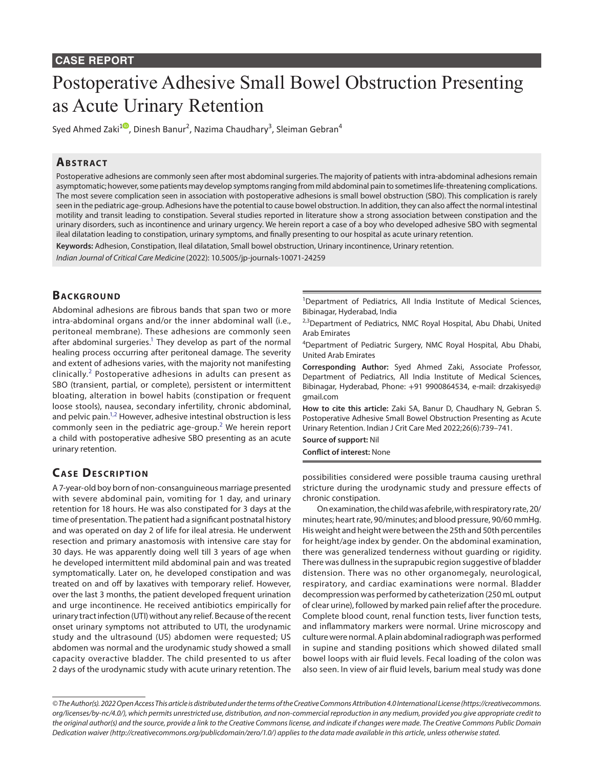**CASE REPORT**

# Postoperative Adhesive Small Bowel Obstruction Presenting as Acute Urinary Retention

Syed Ahmed Zaki[1], Dinesh Banur[2], Nazima Chaudhary[3], Sleiman Gebran[4]

## Abstract

Postoperative adhesions are commonly seen after most abdominal surgeries. The majority of patients with intra-abdominal adhesions remain asymptomatic; however, some patients may develop symptoms ranging from mild abdominal pain to sometimes life-threatening complications. The most severe complication seen in association with postoperative adhesions is small bowel obstruction (SBO). This complication is rarely seen in the pediatric age-group. Adhesions have the potential to cause bowel obstruction. In addition, they can also affect the normal intestinal motility and transit leading to constipation. Several studies reported in literature show a strong association between constipation and the urinary disorders, such as incontinence and urinary urgency. We herein report a case of a boy who developed adhesive SBO with segmental ileal dilatation leading to constipation, urinary symptoms, and finally presenting to our hospital as acute urinary retention.

**Keywords:** Adhesion, Constipation, Ileal dilatation, Small bowel obstruction, Urinary incontinence, Urinary retention.

*Indian Journal of Critical Care Medicine* (2022): 10.5005/jp-journals-10071-24259

[1]Department of Pediatrics, All India Institute of Medical Sciences, Bibinagar, Hyderabad, India

[2,3]Department of Pediatrics, NMC Royal Hospital, Abu Dhabi, United Arab Emirates

[4]Department of Pediatric Surgery, NMC Royal Hospital, Abu Dhabi, United Arab Emirates

**Corresponding Author:** Syed Ahmed Zaki, Associate Professor, Department of Pediatrics, All India Institute of Medical Sciences, Bibinagar, Hyderabad, Phone: +91 9900864534, e-mail: drzakisyed@gmail.com

**How to cite this article:** Zaki SA, Banur D, Chaudhary N, Gebran S. Postoperative Adhesive Small Bowel Obstruction Presenting as Acute Urinary Retention. Indian J Crit Care Med 2022;26(6):739–741.

**Source of support:** Nil

**Conflict of interest:** None

## Background

Abdominal adhesions are fibrous bands that span two or more intra-abdominal organs and/or the inner abdominal wall (i.e., peritoneal membrane). These adhesions are commonly seen after abdominal surgeries.[1] They develop as part of the normal healing process occurring after peritoneal damage. The severity and extent of adhesions varies, with the majority not manifesting clinically.[2] Postoperative adhesions in adults can present as SBO (transient, partial, or complete), persistent or intermittent bloating, alteration in bowel habits (constipation or frequent loose stools), nausea, secondary infertility, chronic abdominal, and pelvic pain.[1,2] However, adhesive intestinal obstruction is less commonly seen in the pediatric age-group.[2] We herein report a child with postoperative adhesive SBO presenting as an acute urinary retention.

## Case Description

A 7-year-old boy born of non-consanguineous marriage presented with severe abdominal pain, vomiting for 1 day, and urinary retention for 18 hours. He was also constipated for 3 days at the time of presentation. The patient had a significant postnatal history and was operated on day 2 of life for ileal atresia. He underwent resection and primary anastomosis with intensive care stay for 30 days. He was apparently doing well till 3 years of age when he developed intermittent mild abdominal pain and was treated symptomatically. Later on, he developed constipation and was treated on and off by laxatives with temporary relief. However, over the last 3 months, the patient developed frequent urination and urge incontinence. He received antibiotics empirically for urinary tract infection (UTI) without any relief. Because of the recent onset urinary symptoms not attributed to UTI, the urodynamic study and the ultrasound (US) abdomen were requested; US abdomen was normal and the urodynamic study showed a small capacity overactive bladder. The child presented to us after 2 days of the urodynamic study with acute urinary retention. The possibilities considered were possible trauma causing urethral stricture during the urodynamic study and pressure effects of chronic constipation.

On examination, the child was afebrile, with respiratory rate, 20/minutes; heart rate, 90/minutes; and blood pressure, 90/60 mmHg. His weight and height were between the 25th and 50th percentiles for height/age index by gender. On the abdominal examination, there was generalized tenderness without guarding or rigidity. There was dullness in the suprapubic region suggestive of bladder distension. There was no other organomegaly, neurological, respiratory, and cardiac examinations were normal. Bladder decompression was performed by catheterization (250 mL output of clear urine), followed by marked pain relief after the procedure. Complete blood count, renal function tests, liver function tests, and inflammatory markers were normal. Urine microscopy and culture were normal. A plain abdominal radiograph was performed in supine and standing positions which showed dilated small bowel loops with air fluid levels. Fecal loading of the colon was also seen. In view of air fluid levels, barium meal study was done

*© The Author(s). 2022 Open Access This article is distributed under the terms of the Creative Commons Attribution 4.0 International License (https://creativecommons.org/licenses/by-nc/4.0/), which permits unrestricted use, distribution, and non-commercial reproduction in any medium, provided you give appropriate credit to the original author(s) and the source, provide a link to the Creative Commons license, and indicate if changes were made. The Creative Commons Public Domain Dedication waiver (http://creativecommons.org/publicdomain/zero/1.0/) applies to the data made available in this article, unless otherwise stated.*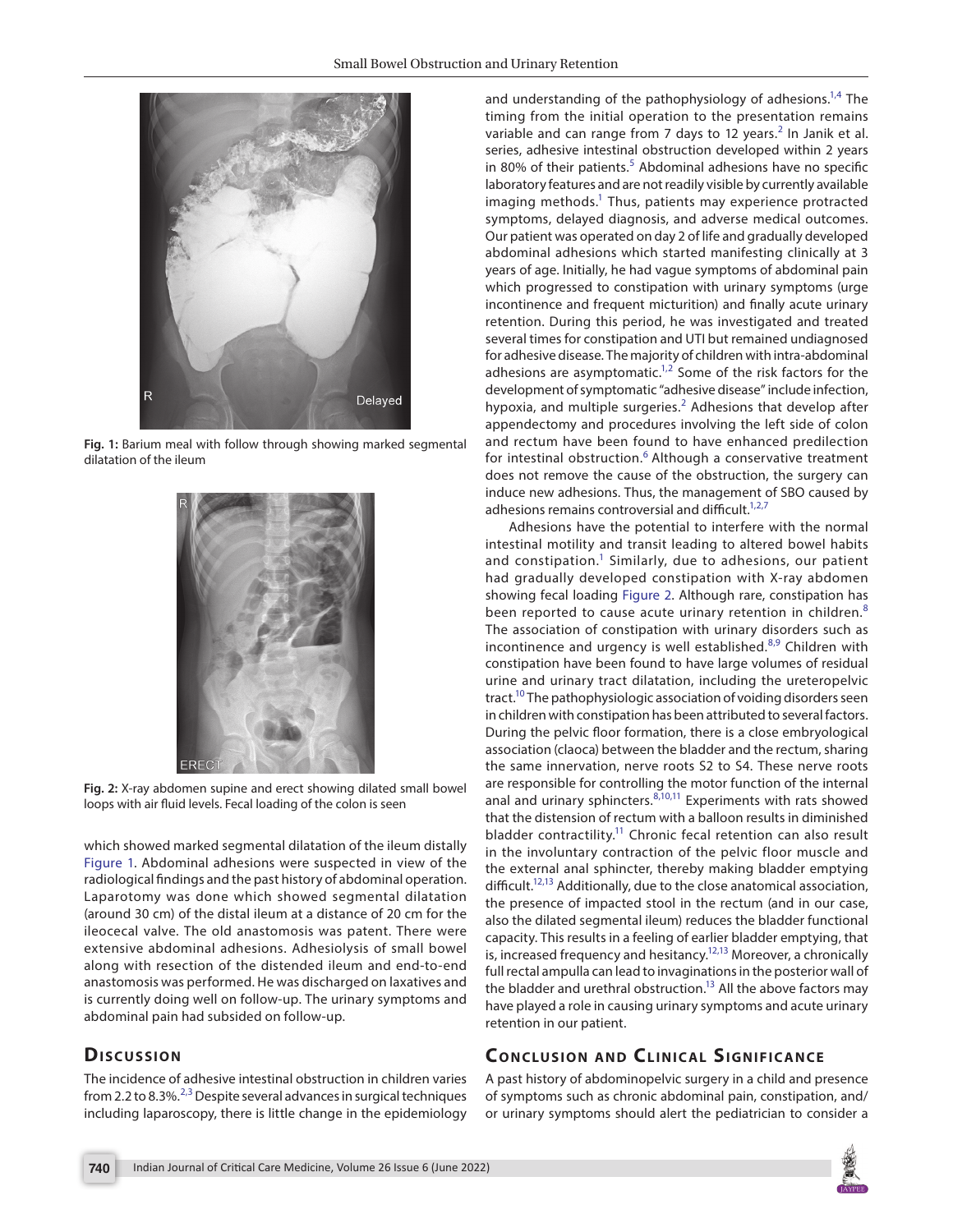**Fig. 1:** Barium meal with follow through showing marked segmental dilatation of the ileum

**Fig. 2:** X-ray abdomen supine and erect showing dilated small bowel loops with air fluid levels. Fecal loading of the colon is seen

which showed marked segmental dilatation of the ileum distally Figure 1. Abdominal adhesions were suspected in view of the radiological findings and the past history of abdominal operation. Laparotomy was done which showed segmental dilatation (around 30 cm) of the distal ileum at a distance of 20 cm for the ileocecal valve. The old anastomosis was patent. There were extensive abdominal adhesions. Adhesiolysis of small bowel along with resection of the distended ileum and end-to-end anastomosis was performed. He was discharged on laxatives and is currently doing well on follow-up. The urinary symptoms and abdominal pain had subsided on follow-up.

## Discussion

The incidence of adhesive intestinal obstruction in children varies from 2.2 to 8.3%.[2,3] Despite several advances in surgical techniques including laparoscopy, there is little change in the epidemiology and understanding of the pathophysiology of adhesions.[1,4] The timing from the initial operation to the presentation remains variable and can range from 7 days to 12 years.[2] In Janik et al. series, adhesive intestinal obstruction developed within 2 years in 80% of their patients.[5] Abdominal adhesions have no specific laboratory features and are not readily visible by currently available imaging methods.[1] Thus, patients may experience protracted symptoms, delayed diagnosis, and adverse medical outcomes. Our patient was operated on day 2 of life and gradually developed abdominal adhesions which started manifesting clinically at 3 years of age. Initially, he had vague symptoms of abdominal pain which progressed to constipation with urinary symptoms (urge incontinence and frequent micturition) and finally acute urinary retention. During this period, he was investigated and treated several times for constipation and UTI but remained undiagnosed for adhesive disease. The majority of children with intra-abdominal adhesions are asymptomatic.[1,2] Some of the risk factors for the development of symptomatic "adhesive disease" include infection, hypoxia, and multiple surgeries.[2] Adhesions that develop after appendectomy and procedures involving the left side of colon and rectum have been found to have enhanced predilection for intestinal obstruction.[6] Although a conservative treatment does not remove the cause of the obstruction, the surgery can induce new adhesions. Thus, the management of SBO caused by adhesions remains controversial and difficult.[1,2,7]

Adhesions have the potential to interfere with the normal intestinal motility and transit leading to altered bowel habits and constipation.[1] Similarly, due to adhesions, our patient had gradually developed constipation with X-ray abdomen showing fecal loading Figure 2. Although rare, constipation has been reported to cause acute urinary retention in children.[8] The association of constipation with urinary disorders such as incontinence and urgency is well established.[8,9] Children with constipation have been found to have large volumes of residual urine and urinary tract dilatation, including the ureteropelvic tract.[10] The pathophysiologic association of voiding disorders seen in children with constipation has been attributed to several factors. During the pelvic floor formation, there is a close embryological association (claoca) between the bladder and the rectum, sharing the same innervation, nerve roots S2 to S4. These nerve roots are responsible for controlling the motor function of the internal anal and urinary sphincters.[8,10,11] Experiments with rats showed that the distension of rectum with a balloon results in diminished bladder contractility.[11] Chronic fecal retention can also result in the involuntary contraction of the pelvic floor muscle and the external anal sphincter, thereby making bladder emptying difficult.[12,13] Additionally, due to the close anatomical association, the presence of impacted stool in the rectum (and in our case, also the dilated segmental ileum) reduces the bladder functional capacity. This results in a feeling of earlier bladder emptying, that is, increased frequency and hesitancy.[12,13] Moreover, a chronically full rectal ampulla can lead to invaginations in the posterior wall of the bladder and urethral obstruction.[13] All the above factors may have played a role in causing urinary symptoms and acute urinary retention in our patient.

## Conclusion and Clinical Significance

A past history of abdominopelvic surgery in a child and presence of symptoms such as chronic abdominal pain, constipation, and/or urinary symptoms should alert the pediatrician to consider a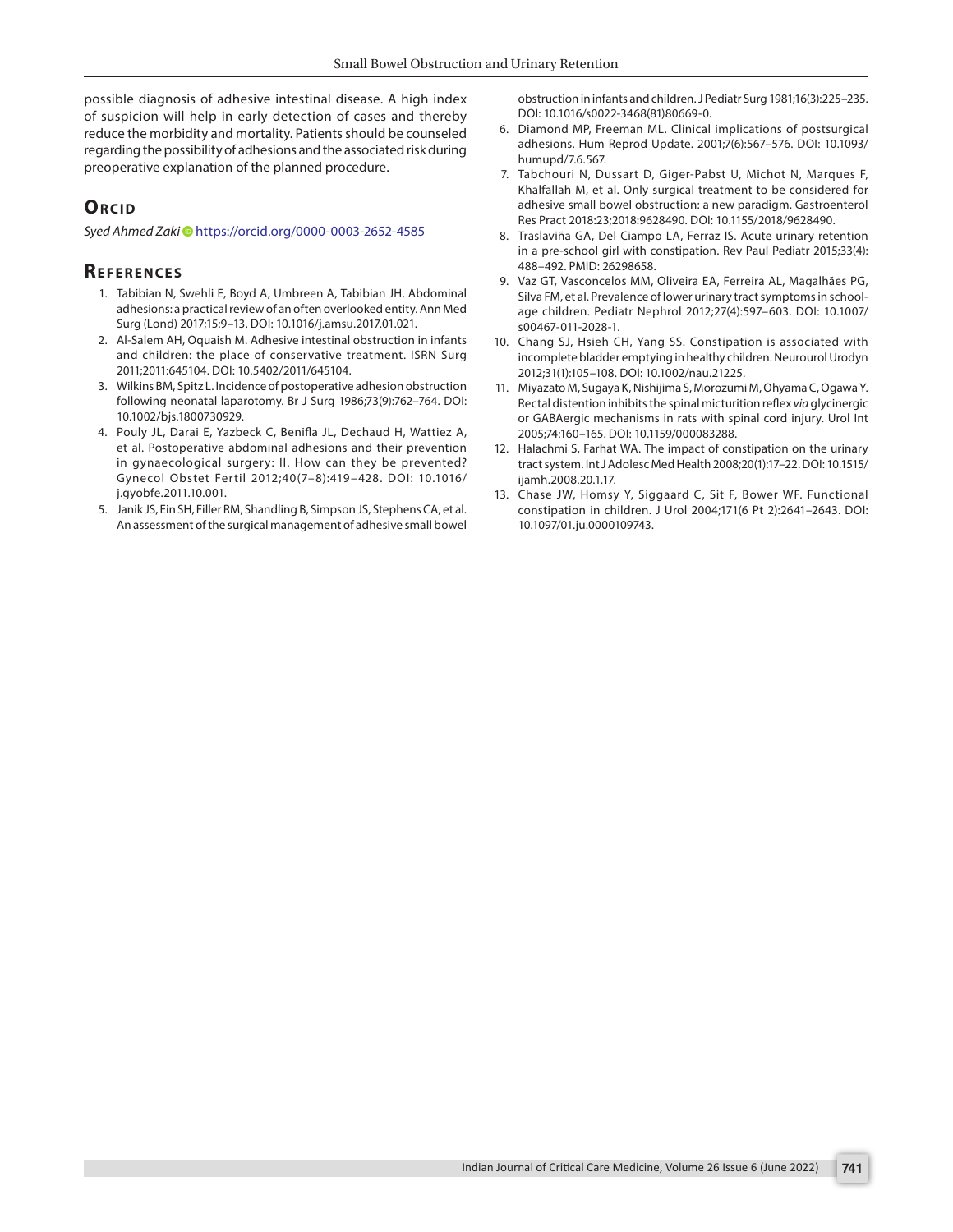possible diagnosis of adhesive intestinal disease. A high index of suspicion will help in early detection of cases and thereby reduce the morbidity and mortality. Patients should be counseled regarding the possibility of adhesions and the associated risk during preoperative explanation of the planned procedure.

## Orcid

*Syed Ahmed Zaki* https://orcid.org/0000-0003-2652-4585

## References

1. Tabibian N, Swehli E, Boyd A, Umbreen A, Tabibian JH. Abdominal adhesions: a practical review of an often overlooked entity. Ann Med Surg (Lond) 2017;15:9–13. DOI: 10.1016/j.amsu.2017.01.021.
2. Al-Salem AH, Oquaish M. Adhesive intestinal obstruction in infants and children: the place of conservative treatment. ISRN Surg 2011;2011:645104. DOI: 10.5402/2011/645104.
3. Wilkins BM, Spitz L. Incidence of postoperative adhesion obstruction following neonatal laparotomy. Br J Surg 1986;73(9):762–764. DOI: 10.1002/bjs.1800730929.
4. Pouly JL, Darai E, Yazbeck C, Benifla JL, Dechaud H, Wattiez A, et al. Postoperative abdominal adhesions and their prevention in gynaecological surgery: II. How can they be prevented? Gynecol Obstet Fertil 2012;40(7–8):419–428. DOI: 10.1016/j.gyobfe.2011.10.001.
5. Janik JS, Ein SH, Filler RM, Shandling B, Simpson JS, Stephens CA, et al. An assessment of the surgical management of adhesive small bowel obstruction in infants and children. J Pediatr Surg 1981;16(3):225–235. DOI: 10.1016/s0022-3468(81)80669-0.
6. Diamond MP, Freeman ML. Clinical implications of postsurgical adhesions. Hum Reprod Update. 2001;7(6):567–576. DOI: 10.1093/humupd/7.6.567.
7. Tabchouri N, Dussart D, Giger-Pabst U, Michot N, Marques F, Khalfallah M, et al. Only surgical treatment to be considered for adhesive small bowel obstruction: a new paradigm. Gastroenterol Res Pract 2018:23;2018:9628490. DOI: 10.1155/2018/9628490.
8. Traslaviña GA, Del Ciampo LA, Ferraz IS. Acute urinary retention in a pre-school girl with constipation. Rev Paul Pediatr 2015;33(4): 488–492. PMID: 26298658.
9. Vaz GT, Vasconcelos MM, Oliveira EA, Ferreira AL, Magalhães PG, Silva FM, et al. Prevalence of lower urinary tract symptoms in school-age children. Pediatr Nephrol 2012;27(4):597–603. DOI: 10.1007/s00467-011-2028-1.
10. Chang SJ, Hsieh CH, Yang SS. Constipation is associated with incomplete bladder emptying in healthy children. Neurourol Urodyn 2012;31(1):105–108. DOI: 10.1002/nau.21225.
11. Miyazato M, Sugaya K, Nishijima S, Morozumi M, Ohyama C, Ogawa Y. Rectal distention inhibits the spinal micturition reflex *via* glycinergic or GABAergic mechanisms in rats with spinal cord injury. Urol Int 2005;74:160–165. DOI: 10.1159/000083288.
12. Halachmi S, Farhat WA. The impact of constipation on the urinary tract system. Int J Adolesc Med Health 2008;20(1):17–22. DOI: 10.1515/ijamh.2008.20.1.17.
13. Chase JW, Homsy Y, Siggaard C, Sit F, Bower WF. Functional constipation in children. J Urol 2004;171(6 Pt 2):2641–2643. DOI: 10.1097/01.ju.0000109743.